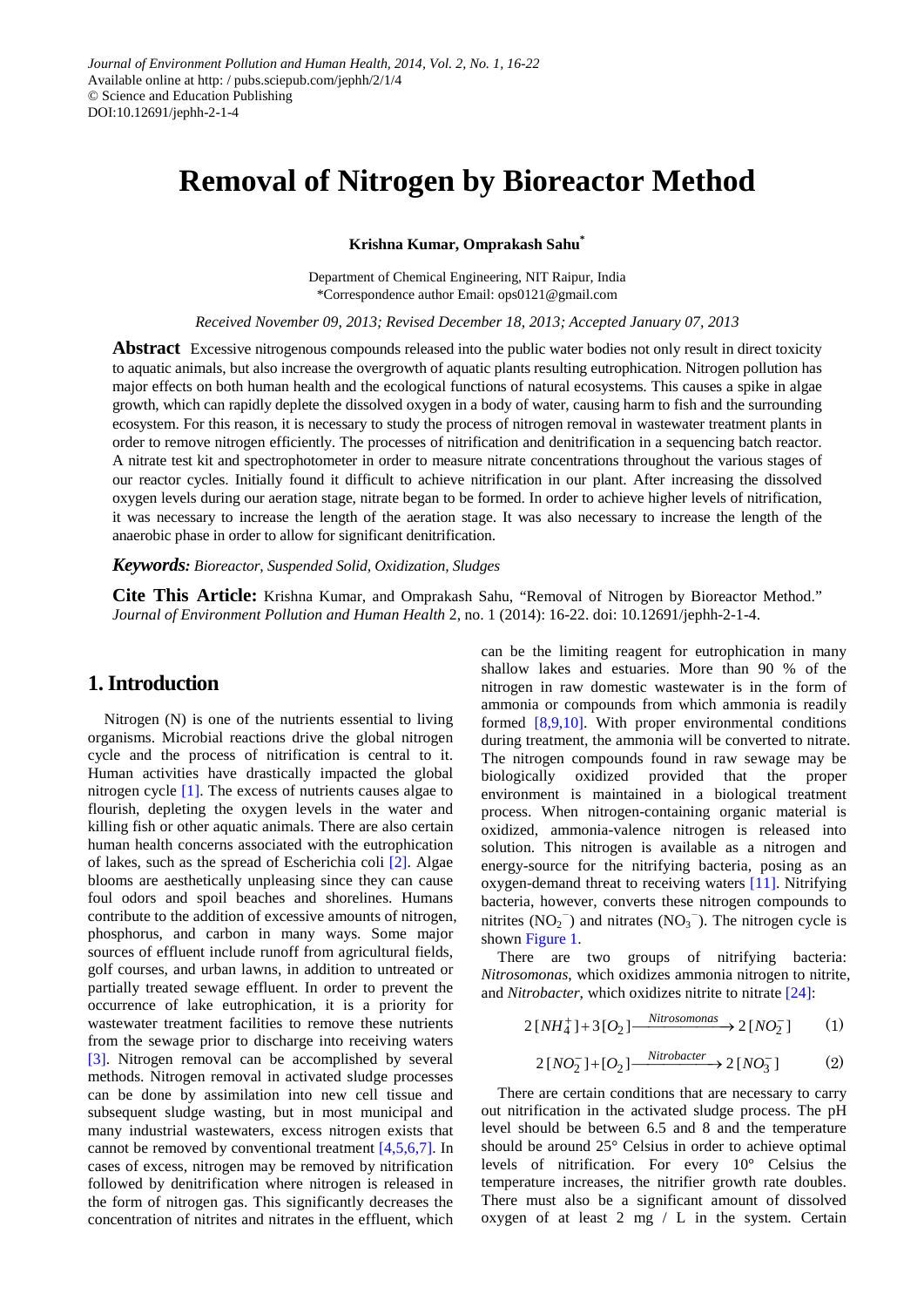Journal of Environment Pollution and Human Health, 2014, Vol. 2, No. 1, 16-22
Available online at http: / pubs.sciepub.com/jephh/2/1/4
© Science and Education Publishing
DOI:10.12691/jephh-2-1-4

# Removal of Nitrogen by Bioreactor Method

**Krishna Kumar, Omprakash Sahu***

Department of Chemical Engineering, NIT Raipur, India
*Correspondence author Email: ops0121@gmail.com

*Received November 09, 2013; Revised December 18, 2013; Accepted January 07, 2013*

**Abstract** Excessive nitrogenous compounds released into the public water bodies not only result in direct toxicity to aquatic animals, but also increase the overgrowth of aquatic plants resulting eutrophication. Nitrogen pollution has major effects on both human health and the ecological functions of natural ecosystems. This causes a spike in algae growth, which can rapidly deplete the dissolved oxygen in a body of water, causing harm to fish and the surrounding ecosystem. For this reason, it is necessary to study the process of nitrogen removal in wastewater treatment plants in order to remove nitrogen efficiently. The processes of nitrification and denitrification in a sequencing batch reactor. A nitrate test kit and spectrophotometer in order to measure nitrate concentrations throughout the various stages of our reactor cycles. Initially found it difficult to achieve nitrification in our plant. After increasing the dissolved oxygen levels during our aeration stage, nitrate began to be formed. In order to achieve higher levels of nitrification, it was necessary to increase the length of the aeration stage. It was also necessary to increase the length of the anaerobic phase in order to allow for significant denitrification.

***Keywords:*** *Bioreactor, Suspended Solid, Oxidization, Sludges*

**Cite This Article:** Krishna Kumar, and Omprakash Sahu, "Removal of Nitrogen by Bioreactor Method." *Journal of Environment Pollution and Human Health* 2, no. 1 (2014): 16-22. doi: 10.12691/jephh-2-1-4.

## 1. Introduction

Nitrogen (N) is one of the nutrients essential to living organisms. Microbial reactions drive the global nitrogen cycle and the process of nitrification is central to it. Human activities have drastically impacted the global nitrogen cycle [1]. The excess of nutrients causes algae to flourish, depleting the oxygen levels in the water and killing fish or other aquatic animals. There are also certain human health concerns associated with the eutrophication of lakes, such as the spread of Escherichia coli [2]. Algae blooms are aesthetically unpleasing since they can cause foul odors and spoil beaches and shorelines. Humans contribute to the addition of excessive amounts of nitrogen, phosphorus, and carbon in many ways. Some major sources of effluent include runoff from agricultural fields, golf courses, and urban lawns, in addition to untreated or partially treated sewage effluent. In order to prevent the occurrence of lake eutrophication, it is a priority for wastewater treatment facilities to remove these nutrients from the sewage prior to discharge into receiving waters [3]. Nitrogen removal can be accomplished by several methods. Nitrogen removal in activated sludge processes can be done by assimilation into new cell tissue and subsequent sludge wasting, but in most municipal and many industrial wastewaters, excess nitrogen exists that cannot be removed by conventional treatment [4,5,6,7]. In cases of excess, nitrogen may be removed by nitrification followed by denitrification where nitrogen is released in the form of nitrogen gas. This significantly decreases the concentration of nitrites and nitrates in the effluent, which can be the limiting reagent for eutrophication in many shallow lakes and estuaries. More than 90 % of the nitrogen in raw domestic wastewater is in the form of ammonia or compounds from which ammonia is readily formed [8,9,10]. With proper environmental conditions during treatment, the ammonia will be converted to nitrate. The nitrogen compounds found in raw sewage may be biologically oxidized provided that the proper environment is maintained in a biological treatment process. When nitrogen-containing organic material is oxidized, ammonia-valence nitrogen is released into solution. This nitrogen is available as a nitrogen and energy-source for the nitrifying bacteria, posing as an oxygen-demand threat to receiving waters [11]. Nitrifying bacteria, however, converts these nitrogen compounds to nitrites ($NO_2^-$) and nitrates ($NO_3^-$). The nitrogen cycle is shown Figure 1.

There are two groups of nitrifying bacteria: *Nitrosomonas*, which oxidizes ammonia nitrogen to nitrite, and *Nitrobacter*, which oxidizes nitrite to nitrate [24]:

$$2[NH_4^+] + 3[O_2] \xrightarrow{Nitrosomonas} 2[NO_2^-] \quad (1)$$

$$2[NO_2^-] + [O_2] \xrightarrow{Nitrobacter} 2[NO_3^-] \quad (2)$$

There are certain conditions that are necessary to carry out nitrification in the activated sludge process. The pH level should be between 6.5 and 8 and the temperature should be around 25° Celsius in order to achieve optimal levels of nitrification. For every 10° Celsius the temperature increases, the nitrifier growth rate doubles. There must also be a significant amount of dissolved oxygen of at least 2 mg / L in the system. Certain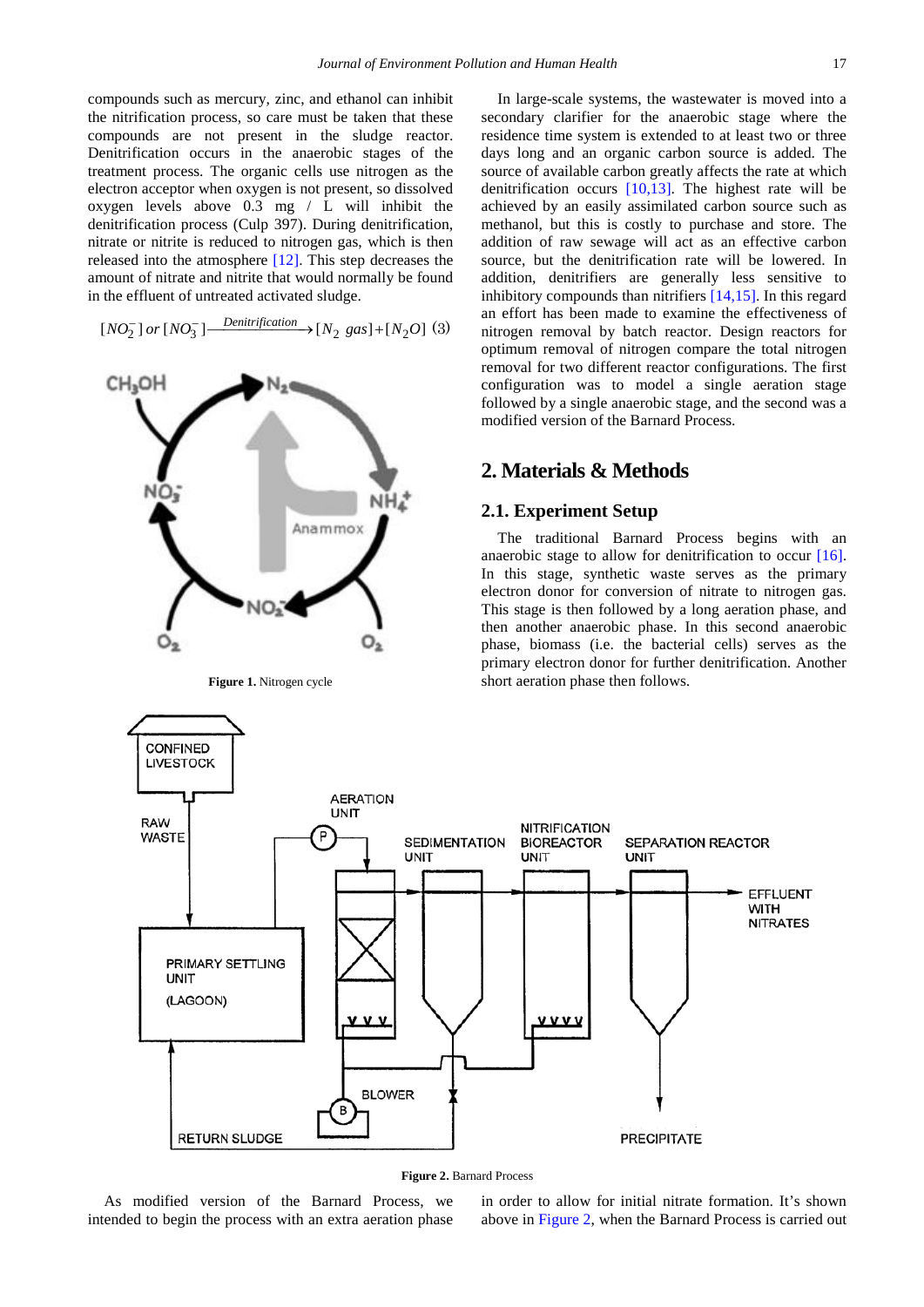compounds such as mercury, zinc, and ethanol can inhibit the nitrification process, so care must be taken that these compounds are not present in the sludge reactor. Denitrification occurs in the anaerobic stages of the treatment process. The organic cells use nitrogen as the electron acceptor when oxygen is not present, so dissolved oxygen levels above 0.3 mg / L will inhibit the denitrification process (Culp 397). During denitrification, nitrate or nitrite is reduced to nitrogen gas, which is then released into the atmosphere [12]. This step decreases the amount of nitrate and nitrite that would normally be found in the effluent of untreated activated sludge.

$$[NO_2^-]\ or\ [NO_3^-] \xrightarrow{Denitrification} [N_2\ gas] + [N_2O] \quad (3)$$

**Figure 1.** Nitrogen cycle

In large-scale systems, the wastewater is moved into a secondary clarifier for the anaerobic stage where the residence time system is extended to at least two or three days long and an organic carbon source is added. The source of available carbon greatly affects the rate at which denitrification occurs [10,13]. The highest rate will be achieved by an easily assimilated carbon source such as methanol, but this is costly to purchase and store. The addition of raw sewage will act as an effective carbon source, but the denitrification rate will be lowered. In addition, denitrifiers are generally less sensitive to inhibitory compounds than nitrifiers [14,15]. In this regard an effort has been made to examine the effectiveness of nitrogen removal by batch reactor. Design reactors for optimum removal of nitrogen compare the total nitrogen removal for two different reactor configurations. The first configuration was to model a single aeration stage followed by a single anaerobic stage, and the second was a modified version of the Barnard Process.

## 2. Materials & Methods

### 2.1. Experiment Setup

The traditional Barnard Process begins with an anaerobic stage to allow for denitrification to occur [16]. In this stage, synthetic waste serves as the primary electron donor for conversion of nitrate to nitrogen gas. This stage is then followed by a long aeration phase, and then another anaerobic phase. In this second anaerobic phase, biomass (i.e. the bacterial cells) serves as the primary electron donor for further denitrification. Another short aeration phase then follows.

**Figure 2.** Barnard Process

As modified version of the Barnard Process, we intended to begin the process with an extra aeration phase in order to allow for initial nitrate formation. It's shown above in Figure 2, when the Barnard Process is carried out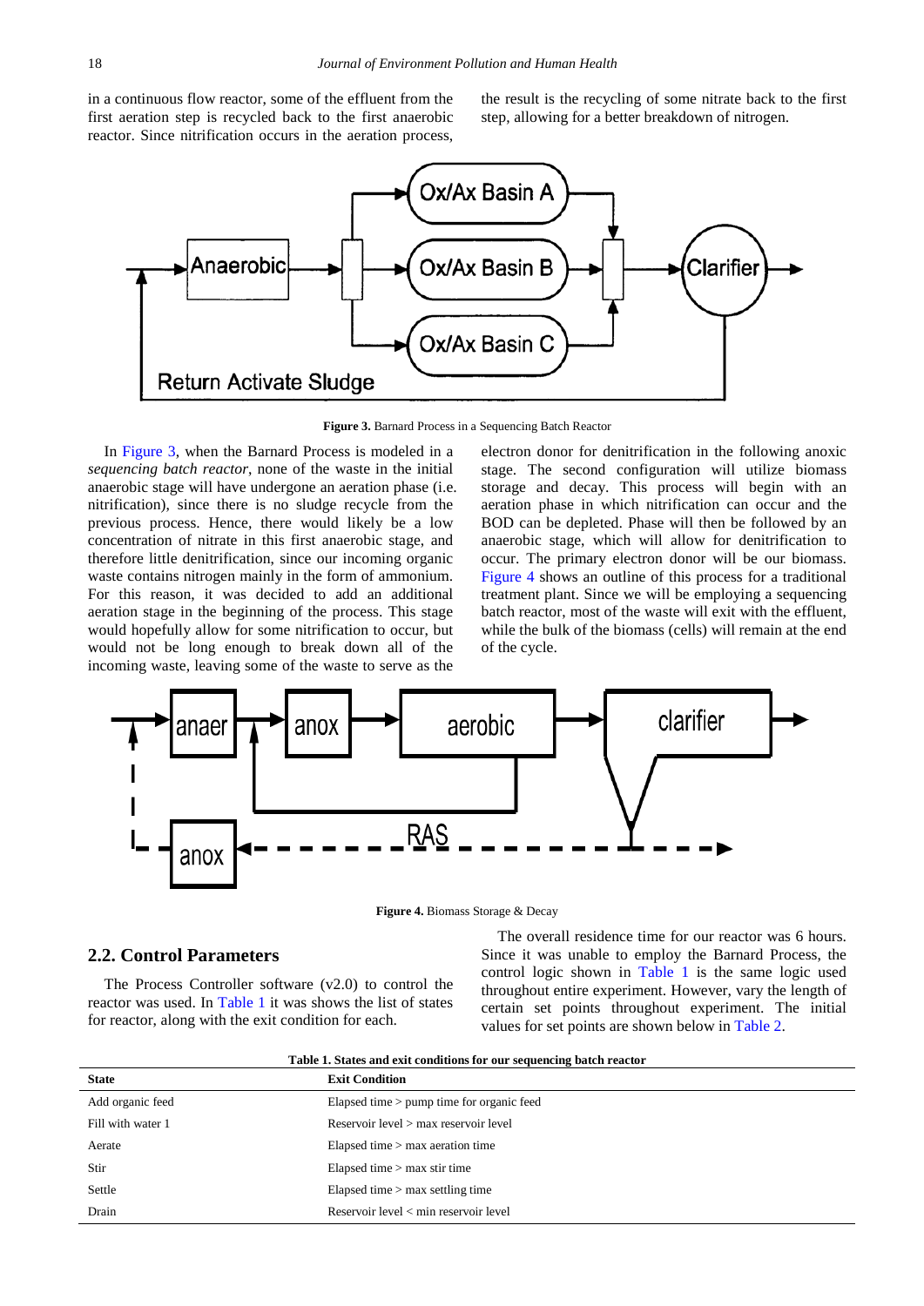in a continuous flow reactor, some of the effluent from the first aeration step is recycled back to the first anaerobic reactor. Since nitrification occurs in the aeration process, the result is the recycling of some nitrate back to the first step, allowing for a better breakdown of nitrogen.

**Figure 3.** Barnard Process in a Sequencing Batch Reactor

In Figure 3, when the Barnard Process is modeled in a *sequencing batch reactor*, none of the waste in the initial anaerobic stage will have undergone an aeration phase (i.e. nitrification), since there is no sludge recycle from the previous process. Hence, there would likely be a low concentration of nitrate in this first anaerobic stage, and therefore little denitrification, since our incoming organic waste contains nitrogen mainly in the form of ammonium. For this reason, it was decided to add an additional aeration stage in the beginning of the process. This stage would hopefully allow for some nitrification to occur, but would not be long enough to break down all of the incoming waste, leaving some of the waste to serve as the electron donor for denitrification in the following anoxic stage. The second configuration will utilize biomass storage and decay. This process will begin with an aeration phase in which nitrification can occur and the BOD can be depleted. Phase will then be followed by an anaerobic stage, which will allow for denitrification to occur. The primary electron donor will be our biomass. Figure 4 shows an outline of this process for a traditional treatment plant. Since we will be employing a sequencing batch reactor, most of the waste will exit with the effluent, while the bulk of the biomass (cells) will remain at the end of the cycle.

**Figure 4.** Biomass Storage & Decay

## 2.2. Control Parameters

The Process Controller software (v2.0) to control the reactor was used. In Table 1 it was shows the list of states for reactor, along with the exit condition for each.

The overall residence time for our reactor was 6 hours. Since it was unable to employ the Barnard Process, the control logic shown in Table 1 is the same logic used throughout entire experiment. However, vary the length of certain set points throughout experiment. The initial values for set points are shown below in Table 2.

**Table 1. States and exit conditions for our sequencing batch reactor**

| State | Exit Condition |
|---|---|
| Add organic feed | Elapsed time > pump time for organic feed |
| Fill with water 1 | Reservoir level > max reservoir level |
| Aerate | Elapsed time > max aeration time |
| Stir | Elapsed time > max stir time |
| Settle | Elapsed time > max settling time |
| Drain | Reservoir level < min reservoir level |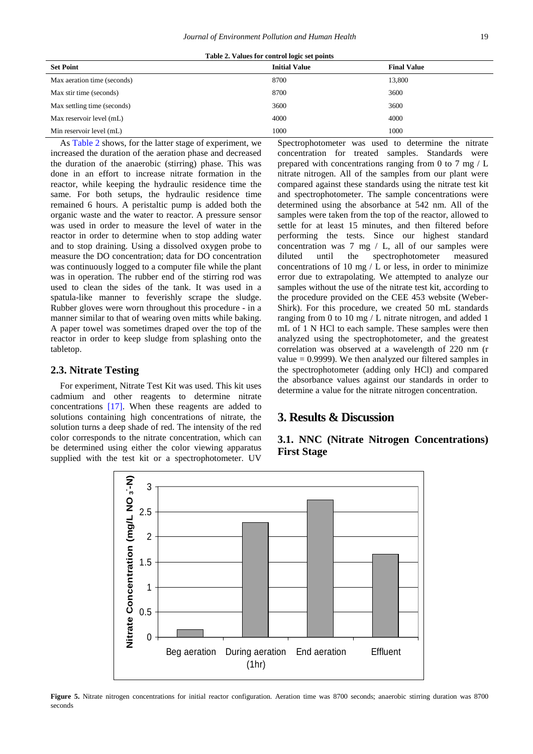Table 2. Values for control logic set points

| Set Point | Initial Value | Final Value |
|---|---|---|
| Max aeration time (seconds) | 8700 | 13,800 |
| Max stir time (seconds) | 8700 | 3600 |
| Max settling time (seconds) | 3600 | 3600 |
| Max reservoir level (mL) | 4000 | 4000 |
| Min reservoir level (mL) | 1000 | 1000 |

As Table 2 shows, for the latter stage of experiment, we increased the duration of the aeration phase and decreased the duration of the anaerobic (stirring) phase. This was done in an effort to increase nitrate formation in the reactor, while keeping the hydraulic residence time the same. For both setups, the hydraulic residence time remained 6 hours. A peristaltic pump is added both the organic waste and the water to reactor. A pressure sensor was used in order to measure the level of water in the reactor in order to determine when to stop adding water and to stop draining. Using a dissolved oxygen probe to measure the DO concentration; data for DO concentration was continuously logged to a computer file while the plant was in operation. The rubber end of the stirring rod was used to clean the sides of the tank. It was used in a spatula-like manner to feverishly scrape the sludge. Rubber gloves were worn throughout this procedure - in a manner similar to that of wearing oven mitts while baking. A paper towel was sometimes draped over the top of the reactor in order to keep sludge from splashing onto the tabletop.

## 2.3. Nitrate Testing

For experiment, Nitrate Test Kit was used. This kit uses cadmium and other reagents to determine nitrate concentrations [17]. When these reagents are added to solutions containing high concentrations of nitrate, the solution turns a deep shade of red. The intensity of the red color corresponds to the nitrate concentration, which can be determined using either the color viewing apparatus supplied with the test kit or a spectrophotometer. UV Spectrophotometer was used to determine the nitrate concentration for treated samples. Standards were prepared with concentrations ranging from 0 to 7 mg / L nitrate nitrogen. All of the samples from our plant were compared against these standards using the nitrate test kit and spectrophotometer. The sample concentrations were determined using the absorbance at 542 nm. All of the samples were taken from the top of the reactor, allowed to settle for at least 15 minutes, and then filtered before performing the tests. Since our highest standard concentration was 7 mg / L, all of our samples were diluted until the spectrophotometer measured concentrations of 10 mg / L or less, in order to minimize error due to extrapolating. We attempted to analyze our samples without the use of the nitrate test kit, according to the procedure provided on the CEE 453 website (Weber-Shirk). For this procedure, we created 50 mL standards ranging from 0 to 10 mg / L nitrate nitrogen, and added 1 mL of 1 N HCl to each sample. These samples were then analyzed using the spectrophotometer, and the greatest correlation was observed at a wavelength of 220 nm (r value = 0.9999). We then analyzed our filtered samples in the spectrophotometer (adding only HCl) and compared the absorbance values against our standards in order to determine a value for the nitrate nitrogen concentration.

# 3. Results & Discussion

## 3.1. NNC (Nitrate Nitrogen Concentrations) First Stage

**Figure 5.** Nitrate nitrogen concentrations for initial reactor configuration. Aeration time was 8700 seconds; anaerobic stirring duration was 8700 seconds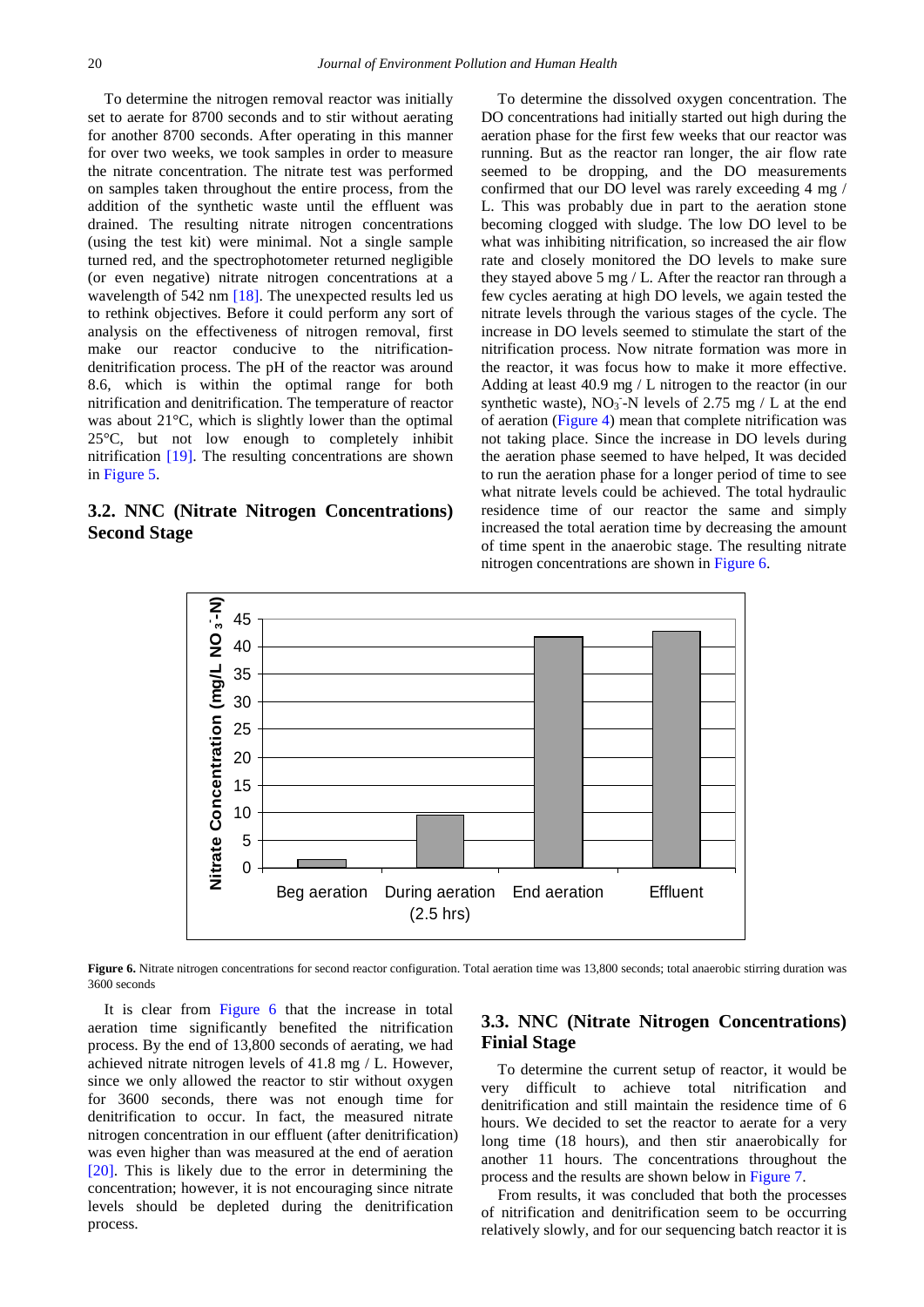To determine the nitrogen removal reactor was initially set to aerate for 8700 seconds and to stir without aerating for another 8700 seconds. After operating in this manner for over two weeks, we took samples in order to measure the nitrate concentration. The nitrate test was performed on samples taken throughout the entire process, from the addition of the synthetic waste until the effluent was drained. The resulting nitrate nitrogen concentrations (using the test kit) were minimal. Not a single sample turned red, and the spectrophotometer returned negligible (or even negative) nitrate nitrogen concentrations at a wavelength of 542 nm [18]. The unexpected results led us to rethink objectives. Before it could perform any sort of analysis on the effectiveness of nitrogen removal, first make our reactor conducive to the nitrification-denitrification process. The pH of the reactor was around 8.6, which is within the optimal range for both nitrification and denitrification. The temperature of reactor was about 21°C, which is slightly lower than the optimal 25°C, but not low enough to completely inhibit nitrification [19]. The resulting concentrations are shown in Figure 5.

## 3.2. NNC (Nitrate Nitrogen Concentrations) Second Stage

To determine the dissolved oxygen concentration. The DO concentrations had initially started out high during the aeration phase for the first few weeks that our reactor was running. But as the reactor ran longer, the air flow rate seemed to be dropping, and the DO measurements confirmed that our DO level was rarely exceeding 4 mg / L. This was probably due in part to the aeration stone becoming clogged with sludge. The low DO level to be what was inhibiting nitrification, so increased the air flow rate and closely monitored the DO levels to make sure they stayed above 5 mg / L. After the reactor ran through a few cycles aerating at high DO levels, we again tested the nitrate levels through the various stages of the cycle. The increase in DO levels seemed to stimulate the start of the nitrification process. Now nitrate formation was more in the reactor, it was focus how to make it more effective. Adding at least 40.9 mg / L nitrogen to the reactor (in our synthetic waste), $NO_3^-$-N levels of 2.75 mg / L at the end of aeration (Figure 4) mean that complete nitrification was not taking place. Since the increase in DO levels during the aeration phase seemed to have helped, It was decided to run the aeration phase for a longer period of time to see what nitrate levels could be achieved. The total hydraulic residence time of our reactor the same and simply increased the total aeration time by decreasing the amount of time spent in the anaerobic stage. The resulting nitrate nitrogen concentrations are shown in Figure 6.

**Figure 6.** Nitrate nitrogen concentrations for second reactor configuration. Total aeration time was 13,800 seconds; total anaerobic stirring duration was 3600 seconds

It is clear from Figure 6 that the increase in total aeration time significantly benefited the nitrification process. By the end of 13,800 seconds of aerating, we had achieved nitrate nitrogen levels of 41.8 mg / L. However, since we only allowed the reactor to stir without oxygen for 3600 seconds, there was not enough time for denitrification to occur. In fact, the measured nitrate nitrogen concentration in our effluent (after denitrification) was even higher than was measured at the end of aeration [20]. This is likely due to the error in determining the concentration; however, it is not encouraging since nitrate levels should be depleted during the denitrification process.

## 3.3. NNC (Nitrate Nitrogen Concentrations) Finial Stage

To determine the current setup of reactor, it would be very difficult to achieve total nitrification and denitrification and still maintain the residence time of 6 hours. We decided to set the reactor to aerate for a very long time (18 hours), and then stir anaerobically for another 11 hours. The concentrations throughout the process and the results are shown below in Figure 7.

From results, it was concluded that both the processes of nitrification and denitrification seem to be occurring relatively slowly, and for our sequencing batch reactor it is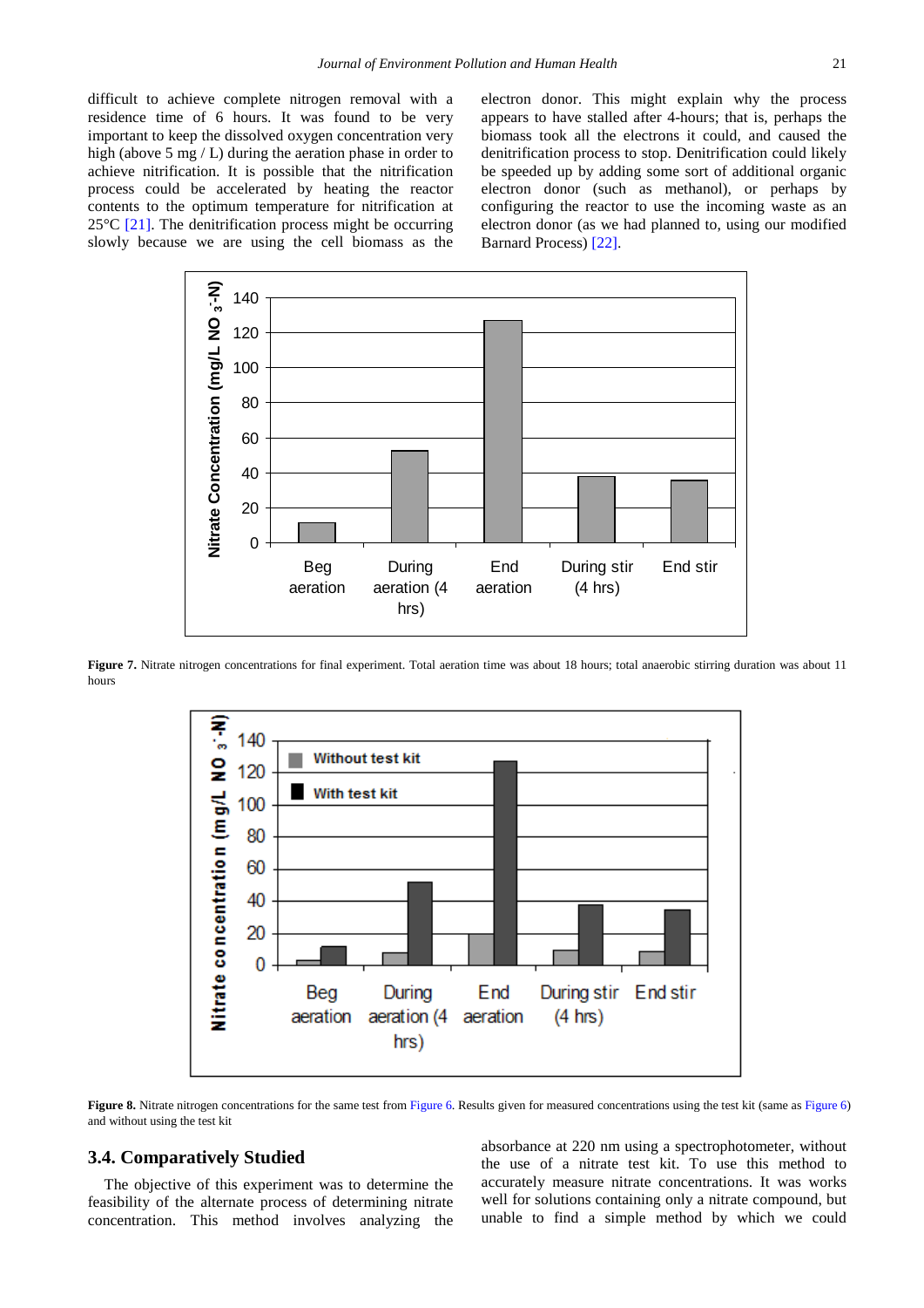difficult to achieve complete nitrogen removal with a residence time of 6 hours. It was found to be very important to keep the dissolved oxygen concentration very high (above 5 mg / L) during the aeration phase in order to achieve nitrification. It is possible that the nitrification process could be accelerated by heating the reactor contents to the optimum temperature for nitrification at 25°C [21]. The denitrification process might be occurring slowly because we are using the cell biomass as the electron donor. This might explain why the process appears to have stalled after 4-hours; that is, perhaps the biomass took all the electrons it could, and caused the denitrification process to stop. Denitrification could likely be speeded up by adding some sort of additional organic electron donor (such as methanol), or perhaps by configuring the reactor to use the incoming waste as an electron donor (as we had planned to, using our modified Barnard Process) [22].

**Figure 7.** Nitrate nitrogen concentrations for final experiment. Total aeration time was about 18 hours; total anaerobic stirring duration was about 11 hours

**Figure 8.** Nitrate nitrogen concentrations for the same test from Figure 6. Results given for measured concentrations using the test kit (same as Figure 6) and without using the test kit

## 3.4. Comparatively Studied

The objective of this experiment was to determine the feasibility of the alternate process of determining nitrate concentration. This method involves analyzing the absorbance at 220 nm using a spectrophotometer, without the use of a nitrate test kit. To use this method to accurately measure nitrate concentrations. It was works well for solutions containing only a nitrate compound, but unable to find a simple method by which we could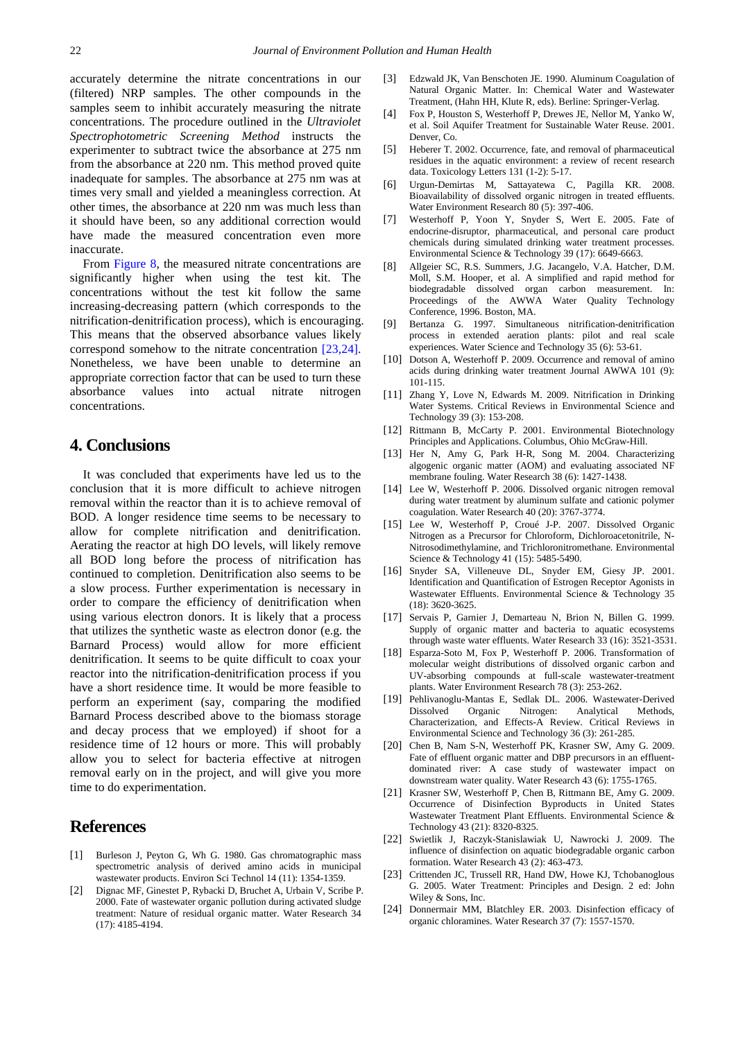accurately determine the nitrate concentrations in our (filtered) NRP samples. The other compounds in the samples seem to inhibit accurately measuring the nitrate concentrations. The procedure outlined in the *Ultraviolet Spectrophotometric Screening Method* instructs the experimenter to subtract twice the absorbance at 275 nm from the absorbance at 220 nm. This method proved quite inadequate for samples. The absorbance at 275 nm was at times very small and yielded a meaningless correction. At other times, the absorbance at 220 nm was much less than it should have been, so any additional correction would have made the measured concentration even more inaccurate.

From Figure 8, the measured nitrate concentrations are significantly higher when using the test kit. The concentrations without the test kit follow the same increasing-decreasing pattern (which corresponds to the nitrification-denitrification process), which is encouraging. This means that the observed absorbance values likely correspond somehow to the nitrate concentration [23,24]. Nonetheless, we have been unable to determine an appropriate correction factor that can be used to turn these absorbance values into actual nitrate nitrogen concentrations.

## 4. Conclusions

It was concluded that experiments have led us to the conclusion that it is more difficult to achieve nitrogen removal within the reactor than it is to achieve removal of BOD. A longer residence time seems to be necessary to allow for complete nitrification and denitrification. Aerating the reactor at high DO levels, will likely remove all BOD long before the process of nitrification has continued to completion. Denitrification also seems to be a slow process. Further experimentation is necessary in order to compare the efficiency of denitrification when using various electron donors. It is likely that a process that utilizes the synthetic waste as electron donor (e.g. the Barnard Process) would allow for more efficient denitrification. It seems to be quite difficult to coax your reactor into the nitrification-denitrification process if you have a short residence time. It would be more feasible to perform an experiment (say, comparing the modified Barnard Process described above to the biomass storage and decay process that we employed) if shoot for a residence time of 12 hours or more. This will probably allow you to select for bacteria effective at nitrogen removal early on in the project, and will give you more time to do experimentation.

## References

[1] Burleson J, Peyton G, Wh G. 1980. Gas chromatographic mass spectrometric analysis of derived amino acids in municipal wastewater products. Environ Sci Technol 14 (11): 1354-1359.

[2] Dignac MF, Ginestet P, Rybacki D, Bruchet A, Urbain V, Scribe P. 2000. Fate of wastewater organic pollution during activated sludge treatment: Nature of residual organic matter. Water Research 34 (17): 4185-4194.

[3] Edzwald JK, Van Benschoten JE. 1990. Aluminum Coagulation of Natural Organic Matter. In: Chemical Water and Wastewater Treatment, (Hahn HH, Klute R, eds). Berline: Springer-Verlag.

[4] Fox P, Houston S, Westerhoff P, Drewes JE, Nellor M, Yanko W, et al. Soil Aquifer Treatment for Sustainable Water Reuse. 2001. Denver, Co.

[5] Heberer T. 2002. Occurrence, fate, and removal of pharmaceutical residues in the aquatic environment: a review of recent research data. Toxicology Letters 131 (1-2): 5-17.

[6] Urgun-Demirtas M, Sattayatewa C, Pagilla KR. 2008. Bioavailability of dissolved organic nitrogen in treated effluents. Water Environment Research 80 (5): 397-406.

[7] Westerhoff P, Yoon Y, Snyder S, Wert E. 2005. Fate of endocrine-disruptor, pharmaceutical, and personal care product chemicals during simulated drinking water treatment processes. Environmental Science & Technology 39 (17): 6649-6663.

[8] Allgeier SC, R.S. Summers, J.G. Jacangelo, V.A. Hatcher, D.M. Moll, S.M. Hooper, et al. A simplified and rapid method for biodegradable dissolved organ carbon measurement. In: Proceedings of the AWWA Water Quality Technology Conference, 1996. Boston, MA.

[9] Bertanza G. 1997. Simultaneous nitrification-denitrification process in extended aeration plants: pilot and real scale experiences. Water Science and Technology 35 (6): 53-61.

[10] Dotson A, Westerhoff P. 2009. Occurrence and removal of amino acids during drinking water treatment Journal AWWA 101 (9): 101-115.

[11] Zhang Y, Love N, Edwards M. 2009. Nitrification in Drinking Water Systems. Critical Reviews in Environmental Science and Technology 39 (3): 153-208.

[12] Rittmann B, McCarty P. 2001. Environmental Biotechnology Principles and Applications. Columbus, Ohio McGraw-Hill.

[13] Her N, Amy G, Park H-R, Song M. 2004. Characterizing algogenic organic matter (AOM) and evaluating associated NF membrane fouling. Water Research 38 (6): 1427-1438.

[14] Lee W, Westerhoff P. 2006. Dissolved organic nitrogen removal during water treatment by aluminum sulfate and cationic polymer coagulation. Water Research 40 (20): 3767-3774.

[15] Lee W, Westerhoff P, Croué J-P. 2007. Dissolved Organic Nitrogen as a Precursor for Chloroform, Dichloroacetonitrile, N-Nitrosodimethylamine, and Trichloronitromethane. Environmental Science & Technology 41 (15): 5485-5490.

[16] Snyder SA, Villeneuve DL, Snyder EM, Giesy JP. 2001. Identification and Quantification of Estrogen Receptor Agonists in Wastewater Effluents. Environmental Science & Technology 35 (18): 3620-3625.

[17] Servais P, Garnier J, Demarteau N, Brion N, Billen G. 1999. Supply of organic matter and bacteria to aquatic ecosystems through waste water effluents. Water Research 33 (16): 3521-3531.

[18] Esparza-Soto M, Fox P, Westerhoff P. 2006. Transformation of molecular weight distributions of dissolved organic carbon and UV-absorbing compounds at full-scale wastewater-treatment plants. Water Environment Research 78 (3): 253-262.

[19] Pehlivanoglu-Mantas E, Sedlak DL. 2006. Wastewater-Derived Dissolved Organic Nitrogen: Analytical Methods, Characterization, and Effects-A Review. Critical Reviews in Environmental Science and Technology 36 (3): 261-285.

[20] Chen B, Nam S-N, Westerhoff PK, Krasner SW, Amy G. 2009. Fate of effluent organic matter and DBP precursors in an effluent-dominated river: A case study of wastewater impact on downstream water quality. Water Research 43 (6): 1755-1765.

[21] Krasner SW, Westerhoff P, Chen B, Rittmann BE, Amy G. 2009. Occurrence of Disinfection Byproducts in United States Wastewater Treatment Plant Effluents. Environmental Science & Technology 43 (21): 8320-8325.

[22] Swietlik J, Raczyk-Stanislawiak U, Nawrocki J. 2009. The influence of disinfection on aquatic biodegradable organic carbon formation. Water Research 43 (2): 463-473.

[23] Crittenden JC, Trussell RR, Hand DW, Howe KJ, Tchobanoglous G. 2005. Water Treatment: Principles and Design. 2 ed: John Wiley & Sons, Inc.

[24] Donnermair MM, Blatchley ER. 2003. Disinfection efficacy of organic chloramines. Water Research 37 (7): 1557-1570.